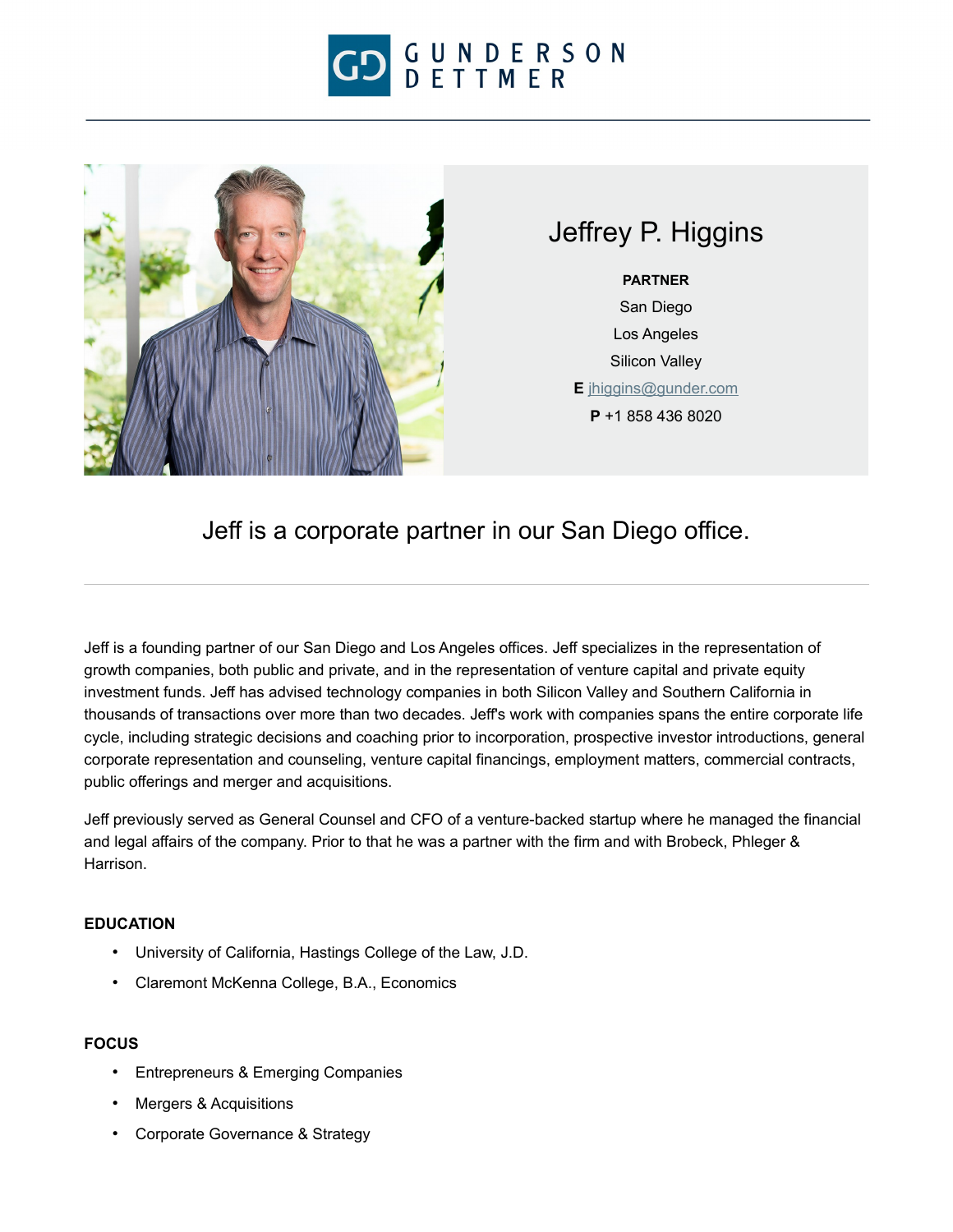# Jeffrey P. Higgins

**PARTNER**

San Diego

Los Angeles

Silicon Valley

**E** jhiggins@gunder.com

**P** +1 858 436 8020

## Jeff is a corporate partner in our San Diego office.

---

Jeff is a founding partner of our San Diego and Los Angeles offices. Jeff specializes in the representation of growth companies, both public and private, and in the representation of venture capital and private equity investment funds. Jeff has advised technology companies in both Silicon Valley and Southern California in thousands of transactions over more than two decades. Jeff's work with companies spans the entire corporate life cycle, including strategic decisions and coaching prior to incorporation, prospective investor introductions, general corporate representation and counseling, venture capital financings, employment matters, commercial contracts, public offerings and merger and acquisitions.

Jeff previously served as General Counsel and CFO of a venture-backed startup where he managed the financial and legal affairs of the company. Prior to that he was a partner with the firm and with Brobeck, Phleger & Harrison.

### EDUCATION

- University of California, Hastings College of the Law, J.D.
- Claremont McKenna College, B.A., Economics

### FOCUS

- Entrepreneurs & Emerging Companies
- Mergers & Acquisitions
- Corporate Governance & Strategy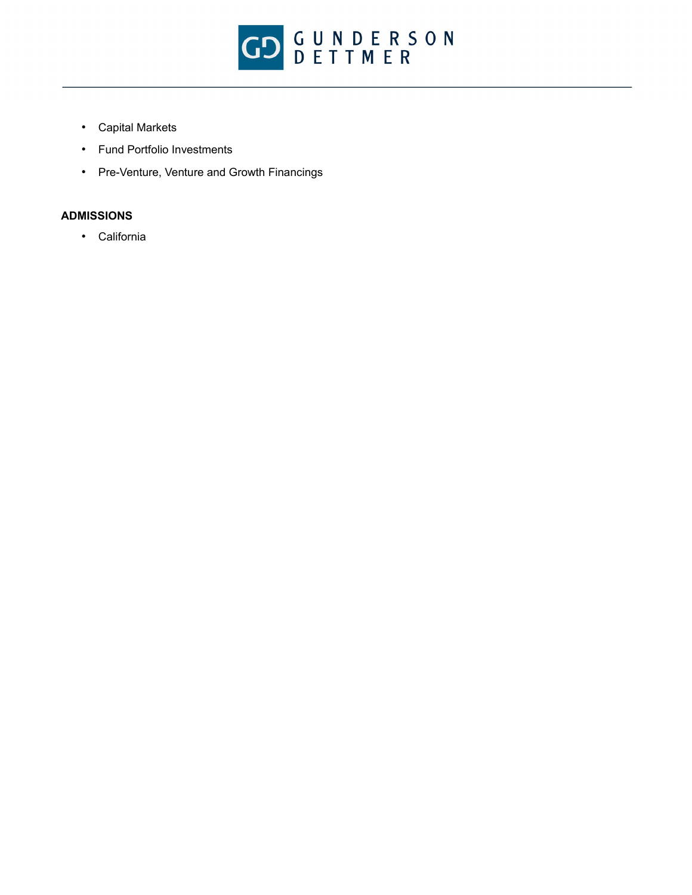- Capital Markets
- Fund Portfolio Investments
- Pre-Venture, Venture and Growth Financings

**ADMISSIONS**

- California